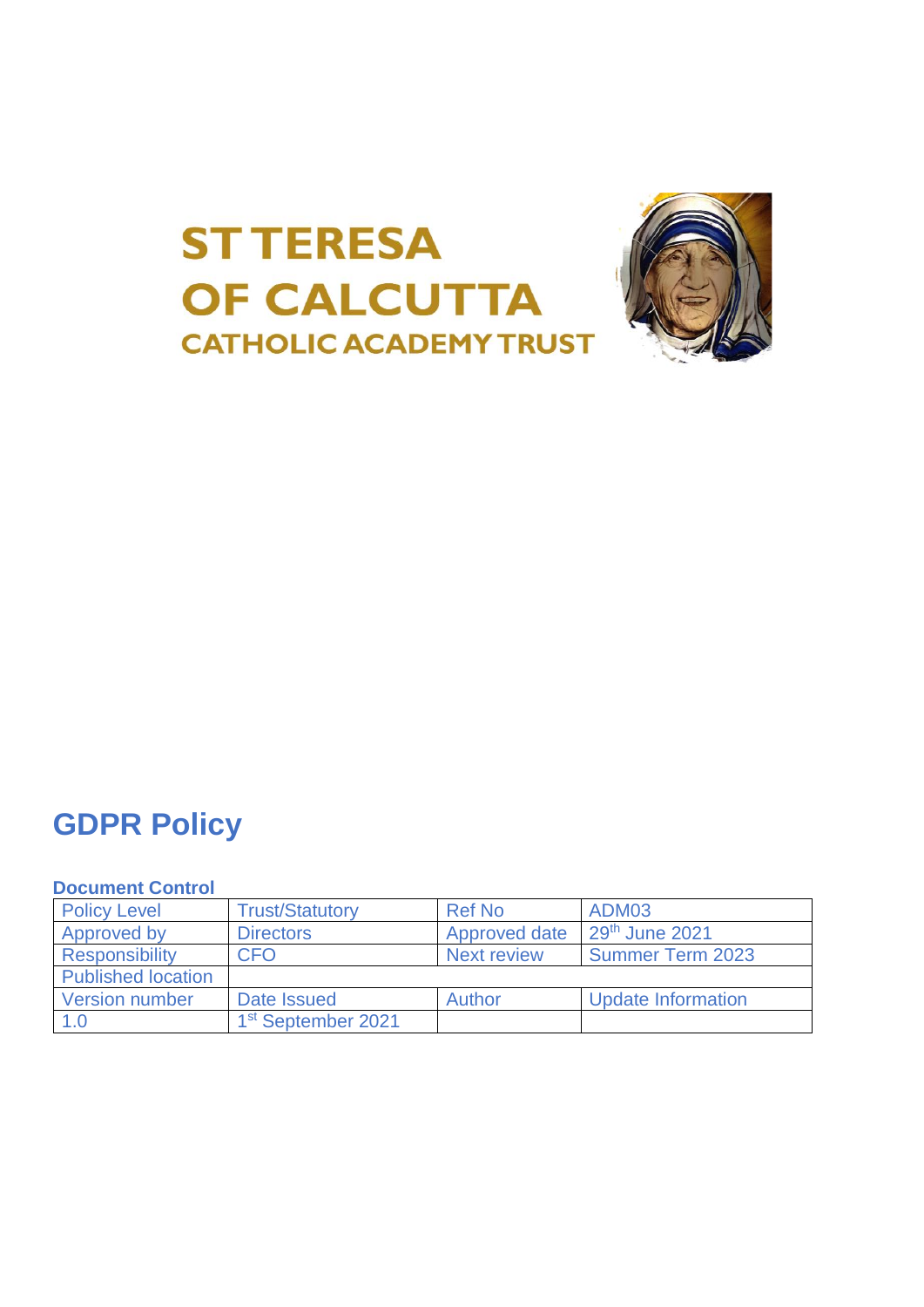# ST TERESA OF CALCUTTA CATHOLIC ACADEMY TRUST

## GDPR Policy

### Document Control

| Policy Level | Trust/Statutory | Ref No | ADM03 |
|---|---|---|---|
| Approved by | Directors | Approved date | 29th June 2021 |
| Responsibility | CFO | Next review | Summer Term 2023 |
| Published location | | | |
| Version number | Date Issued | Author | Update Information |
| 1.0 | 1st September 2021 | | |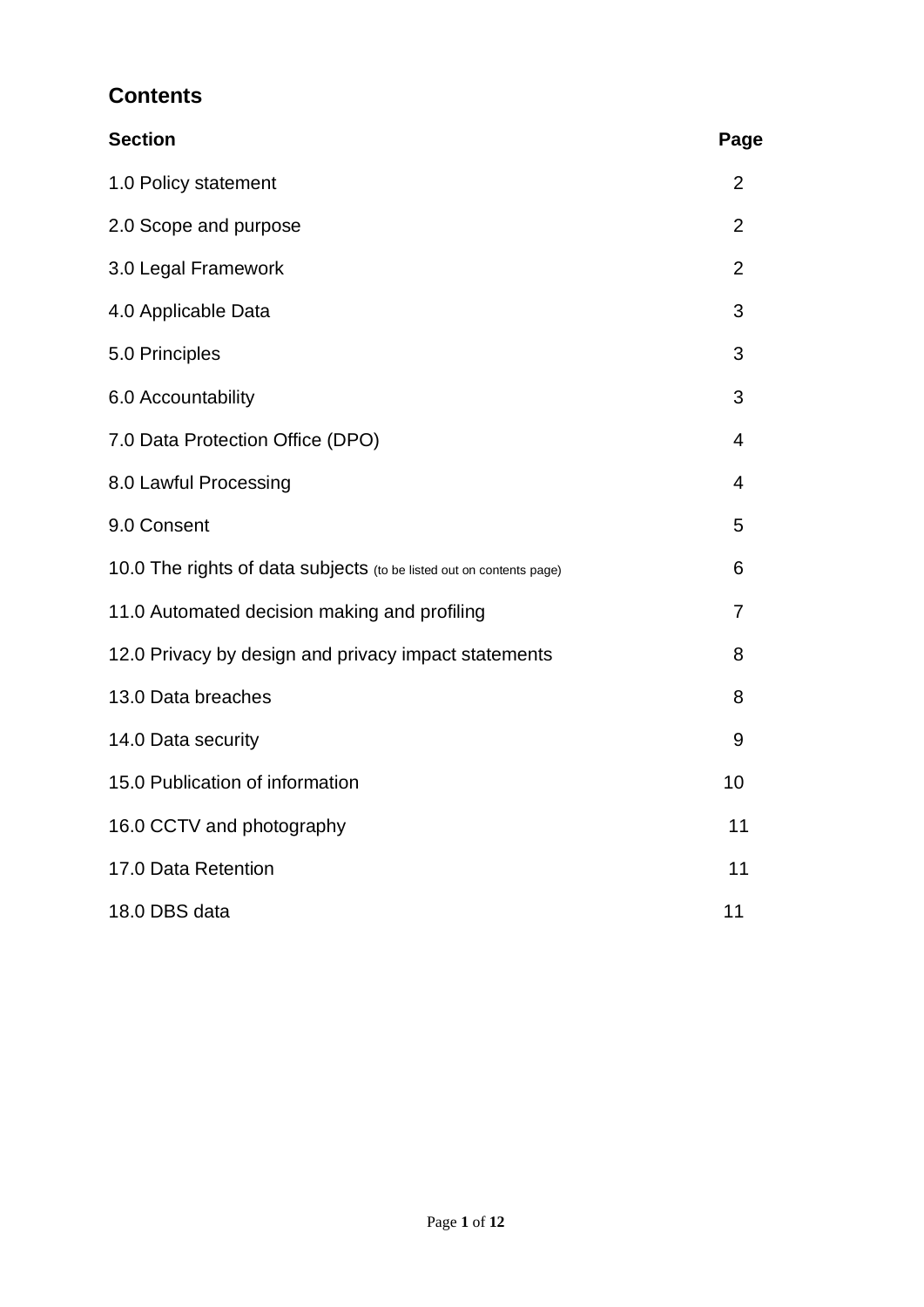## Contents

| Section | Page |
|---|---|
| 1.0 Policy statement | 2 |
| 2.0 Scope and purpose | 2 |
| 3.0 Legal Framework | 2 |
| 4.0 Applicable Data | 3 |
| 5.0 Principles | 3 |
| 6.0 Accountability | 3 |
| 7.0 Data Protection Office (DPO) | 4 |
| 8.0 Lawful Processing | 4 |
| 9.0 Consent | 5 |
| 10.0 The rights of data subjects (to be listed out on contents page) | 6 |
| 11.0 Automated decision making and profiling | 7 |
| 12.0 Privacy by design and privacy impact statements | 8 |
| 13.0 Data breaches | 8 |
| 14.0 Data security | 9 |
| 15.0 Publication of information | 10 |
| 16.0 CCTV and photography | 11 |
| 17.0 Data Retention | 11 |
| 18.0 DBS data | 11 |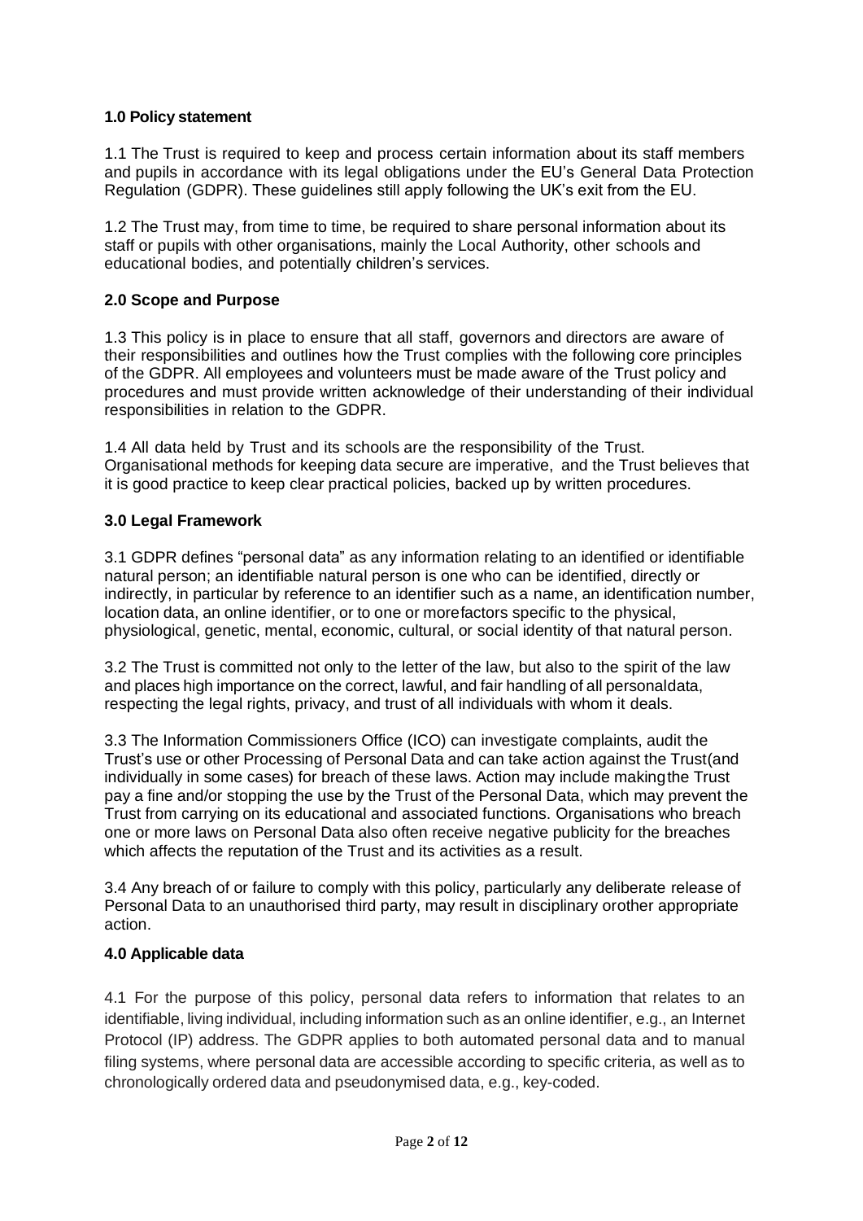## 1.0 Policy statement

1.1 The Trust is required to keep and process certain information about its staff members and pupils in accordance with its legal obligations under the EU's General Data Protection Regulation (GDPR). These guidelines still apply following the UK's exit from the EU.

1.2 The Trust may, from time to time, be required to share personal information about its staff or pupils with other organisations, mainly the Local Authority, other schools and educational bodies, and potentially children's services.

## 2.0 Scope and Purpose

1.3 This policy is in place to ensure that all staff, governors and directors are aware of their responsibilities and outlines how the Trust complies with the following core principles of the GDPR. All employees and volunteers must be made aware of the Trust policy and procedures and must provide written acknowledge of their understanding of their individual responsibilities in relation to the GDPR.

1.4 All data held by Trust and its schools are the responsibility of the Trust. Organisational methods for keeping data secure are imperative, and the Trust believes that it is good practice to keep clear practical policies, backed up by written procedures.

## 3.0 Legal Framework

3.1 GDPR defines "personal data" as any information relating to an identified or identifiable natural person; an identifiable natural person is one who can be identified, directly or indirectly, in particular by reference to an identifier such as a name, an identification number, location data, an online identifier, or to one or more factors specific to the physical, physiological, genetic, mental, economic, cultural, or social identity of that natural person.

3.2 The Trust is committed not only to the letter of the law, but also to the spirit of the law and places high importance on the correct, lawful, and fair handling of all personal data, respecting the legal rights, privacy, and trust of all individuals with whom it deals.

3.3 The Information Commissioners Office (ICO) can investigate complaints, audit the Trust's use or other Processing of Personal Data and can take action against the Trust (and individually in some cases) for breach of these laws. Action may include making the Trust pay a fine and/or stopping the use by the Trust of the Personal Data, which may prevent the Trust from carrying on its educational and associated functions. Organisations who breach one or more laws on Personal Data also often receive negative publicity for the breaches which affects the reputation of the Trust and its activities as a result.

3.4 Any breach of or failure to comply with this policy, particularly any deliberate release of Personal Data to an unauthorised third party, may result in disciplinary or other appropriate action.

## 4.0 Applicable data

4.1 For the purpose of this policy, personal data refers to information that relates to an identifiable, living individual, including information such as an online identifier, e.g., an Internet Protocol (IP) address. The GDPR applies to both automated personal data and to manual filing systems, where personal data are accessible according to specific criteria, as well as to chronologically ordered data and pseudonymised data, e.g., key-coded.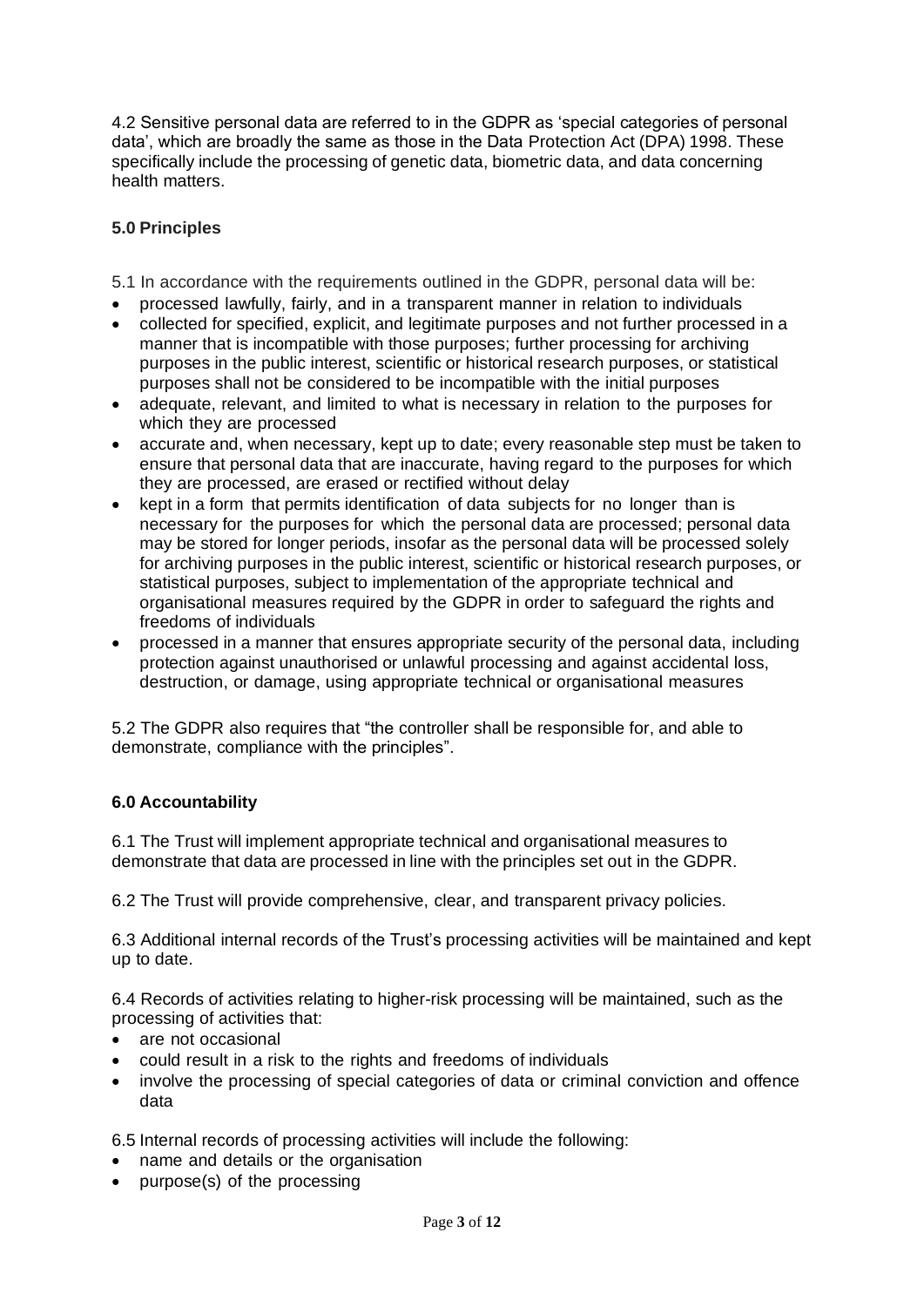4.2 Sensitive personal data are referred to in the GDPR as 'special categories of personal data', which are broadly the same as those in the Data Protection Act (DPA) 1998. These specifically include the processing of genetic data, biometric data, and data concerning health matters.

## 5.0 Principles

5.1 In accordance with the requirements outlined in the GDPR, personal data will be:

- processed lawfully, fairly, and in a transparent manner in relation to individuals
- collected for specified, explicit, and legitimate purposes and not further processed in a manner that is incompatible with those purposes; further processing for archiving purposes in the public interest, scientific or historical research purposes, or statistical purposes shall not be considered to be incompatible with the initial purposes
- adequate, relevant, and limited to what is necessary in relation to the purposes for which they are processed
- accurate and, when necessary, kept up to date; every reasonable step must be taken to ensure that personal data that are inaccurate, having regard to the purposes for which they are processed, are erased or rectified without delay
- kept in a form that permits identification of data subjects for no longer than is necessary for the purposes for which the personal data are processed; personal data may be stored for longer periods, insofar as the personal data will be processed solely for archiving purposes in the public interest, scientific or historical research purposes, or statistical purposes, subject to implementation of the appropriate technical and organisational measures required by the GDPR in order to safeguard the rights and freedoms of individuals
- processed in a manner that ensures appropriate security of the personal data, including protection against unauthorised or unlawful processing and against accidental loss, destruction, or damage, using appropriate technical or organisational measures

5.2 The GDPR also requires that "the controller shall be responsible for, and able to demonstrate, compliance with the principles".

## 6.0 Accountability

6.1 The Trust will implement appropriate technical and organisational measures to demonstrate that data are processed in line with the principles set out in the GDPR.

6.2 The Trust will provide comprehensive, clear, and transparent privacy policies.

6.3 Additional internal records of the Trust's processing activities will be maintained and kept up to date.

6.4 Records of activities relating to higher-risk processing will be maintained, such as the processing of activities that:

- are not occasional
- could result in a risk to the rights and freedoms of individuals
- involve the processing of special categories of data or criminal conviction and offence data

6.5 Internal records of processing activities will include the following:

- name and details or the organisation
- purpose(s) of the processing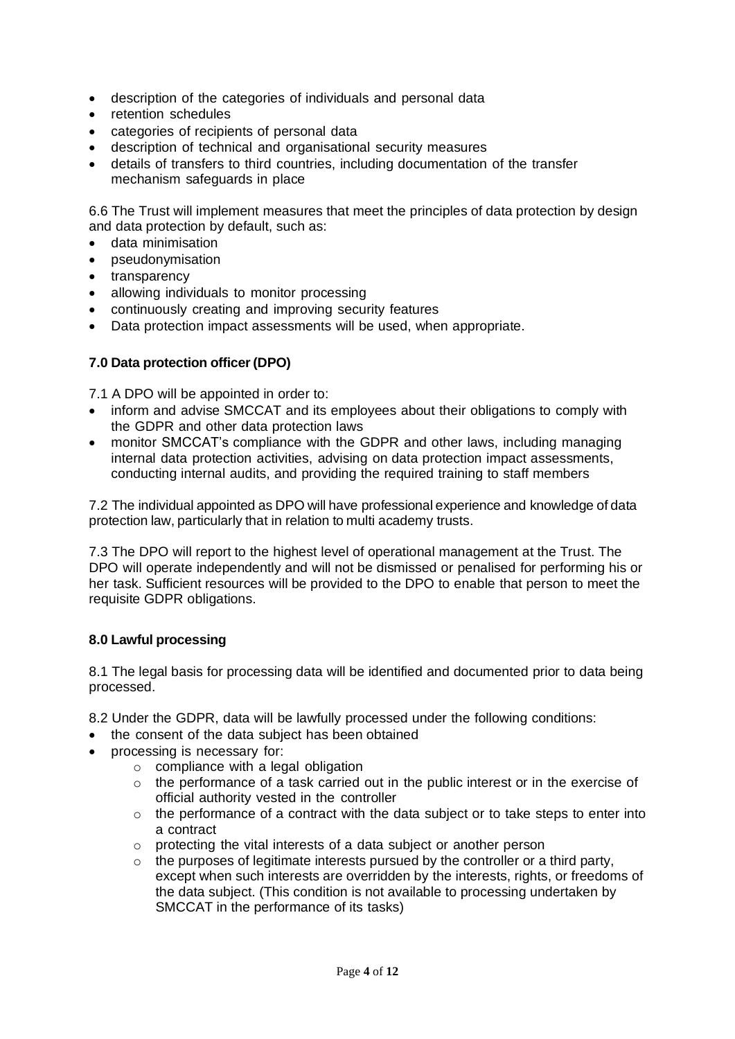- description of the categories of individuals and personal data
- retention schedules
- categories of recipients of personal data
- description of technical and organisational security measures
- details of transfers to third countries, including documentation of the transfer mechanism safeguards in place

6.6 The Trust will implement measures that meet the principles of data protection by design and data protection by default, such as:

- data minimisation
- pseudonymisation
- transparency
- allowing individuals to monitor processing
- continuously creating and improving security features
- Data protection impact assessments will be used, when appropriate.

### 7.0 Data protection officer (DPO)

7.1 A DPO will be appointed in order to:

- inform and advise SMCCAT and its employees about their obligations to comply with the GDPR and other data protection laws
- monitor SMCCAT's compliance with the GDPR and other laws, including managing internal data protection activities, advising on data protection impact assessments, conducting internal audits, and providing the required training to staff members

7.2 The individual appointed as DPO will have professional experience and knowledge of data protection law, particularly that in relation to multi academy trusts.

7.3 The DPO will report to the highest level of operational management at the Trust. The DPO will operate independently and will not be dismissed or penalised for performing his or her task. Sufficient resources will be provided to the DPO to enable that person to meet the requisite GDPR obligations.

### 8.0 Lawful processing

8.1 The legal basis for processing data will be identified and documented prior to data being processed.

8.2 Under the GDPR, data will be lawfully processed under the following conditions:

- the consent of the data subject has been obtained
- processing is necessary for:
  - compliance with a legal obligation
  - the performance of a task carried out in the public interest or in the exercise of official authority vested in the controller
  - the performance of a contract with the data subject or to take steps to enter into a contract
  - protecting the vital interests of a data subject or another person
  - the purposes of legitimate interests pursued by the controller or a third party, except when such interests are overridden by the interests, rights, or freedoms of the data subject. (This condition is not available to processing undertaken by SMCCAT in the performance of its tasks)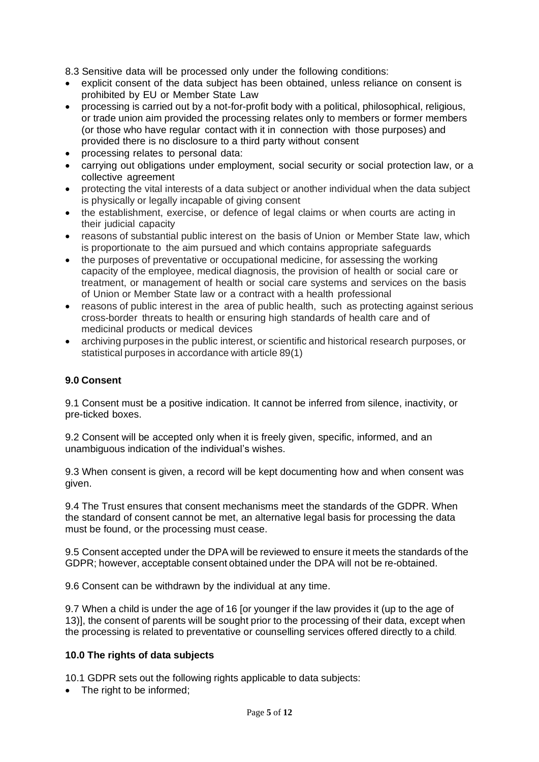8.3 Sensitive data will be processed only under the following conditions:

- explicit consent of the data subject has been obtained, unless reliance on consent is prohibited by EU or Member State Law
- processing is carried out by a not-for-profit body with a political, philosophical, religious, or trade union aim provided the processing relates only to members or former members (or those who have regular contact with it in connection with those purposes) and provided there is no disclosure to a third party without consent
- processing relates to personal data:
- carrying out obligations under employment, social security or social protection law, or a collective agreement
- protecting the vital interests of a data subject or another individual when the data subject is physically or legally incapable of giving consent
- the establishment, exercise, or defence of legal claims or when courts are acting in their judicial capacity
- reasons of substantial public interest on the basis of Union or Member State law, which is proportionate to the aim pursued and which contains appropriate safeguards
- the purposes of preventative or occupational medicine, for assessing the working capacity of the employee, medical diagnosis, the provision of health or social care or treatment, or management of health or social care systems and services on the basis of Union or Member State law or a contract with a health professional
- reasons of public interest in the area of public health, such as protecting against serious cross-border threats to health or ensuring high standards of health care and of medicinal products or medical devices
- archiving purposes in the public interest, or scientific and historical research purposes, or statistical purposes in accordance with article 89(1)

**9.0 Consent**

9.1 Consent must be a positive indication. It cannot be inferred from silence, inactivity, or pre-ticked boxes.

9.2 Consent will be accepted only when it is freely given, specific, informed, and an unambiguous indication of the individual's wishes.

9.3 When consent is given, a record will be kept documenting how and when consent was given.

9.4 The Trust ensures that consent mechanisms meet the standards of the GDPR. When the standard of consent cannot be met, an alternative legal basis for processing the data must be found, or the processing must cease.

9.5 Consent accepted under the DPA will be reviewed to ensure it meets the standards of the GDPR; however, acceptable consent obtained under the DPA will not be re-obtained.

9.6 Consent can be withdrawn by the individual at any time.

9.7 When a child is under the age of 16 [or younger if the law provides it (up to the age of 13)], the consent of parents will be sought prior to the processing of their data, except when the processing is related to preventative or counselling services offered directly to a child.

**10.0 The rights of data subjects**

10.1 GDPR sets out the following rights applicable to data subjects:

- The right to be informed;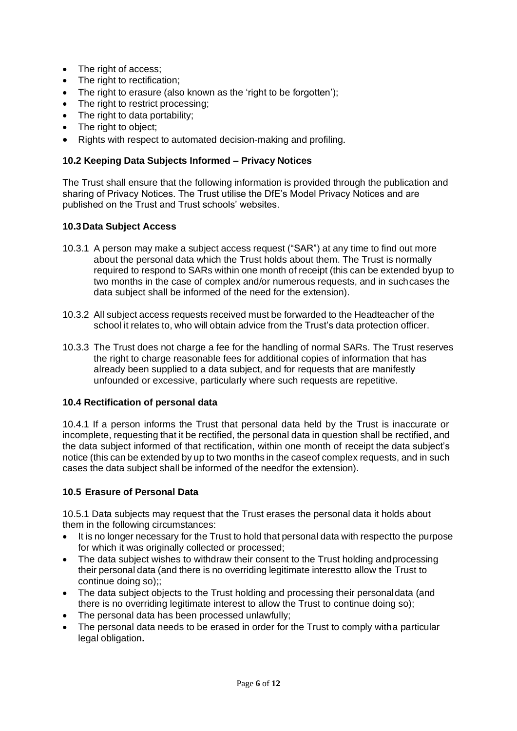- The right of access;
- The right to rectification;
- The right to erasure (also known as the 'right to be forgotten');
- The right to restrict processing;
- The right to data portability;
- The right to object;
- Rights with respect to automated decision-making and profiling.

**10.2 Keeping Data Subjects Informed – Privacy Notices**

The Trust shall ensure that the following information is provided through the publication and sharing of Privacy Notices. The Trust utilise the DfE's Model Privacy Notices and are published on the Trust and Trust schools' websites.

**10.3 Data Subject Access**

10.3.1 A person may make a subject access request ("SAR") at any time to find out more about the personal data which the Trust holds about them. The Trust is normally required to respond to SARs within one month of receipt (this can be extended byup to two months in the case of complex and/or numerous requests, and in suchcases the data subject shall be informed of the need for the extension).

10.3.2 All subject access requests received must be forwarded to the Headteacher of the school it relates to, who will obtain advice from the Trust's data protection officer.

10.3.3 The Trust does not charge a fee for the handling of normal SARs. The Trust reserves the right to charge reasonable fees for additional copies of information that has already been supplied to a data subject, and for requests that are manifestly unfounded or excessive, particularly where such requests are repetitive.

**10.4 Rectification of personal data**

10.4.1 If a person informs the Trust that personal data held by the Trust is inaccurate or incomplete, requesting that it be rectified, the personal data in question shall be rectified, and the data subject informed of that rectification, within one month of receipt the data subject's notice (this can be extended by up to two months in the caseof complex requests, and in such cases the data subject shall be informed of the needfor the extension).

**10.5 Erasure of Personal Data**

10.5.1 Data subjects may request that the Trust erases the personal data it holds about them in the following circumstances:

- It is no longer necessary for the Trust to hold that personal data with respectto the purpose for which it was originally collected or processed;
- The data subject wishes to withdraw their consent to the Trust holding andprocessing their personal data (and there is no overriding legitimate interestto allow the Trust to continue doing so);;
- The data subject objects to the Trust holding and processing their personaldata (and there is no overriding legitimate interest to allow the Trust to continue doing so);
- The personal data has been processed unlawfully;
- The personal data needs to be erased in order for the Trust to comply witha particular legal obligation**.**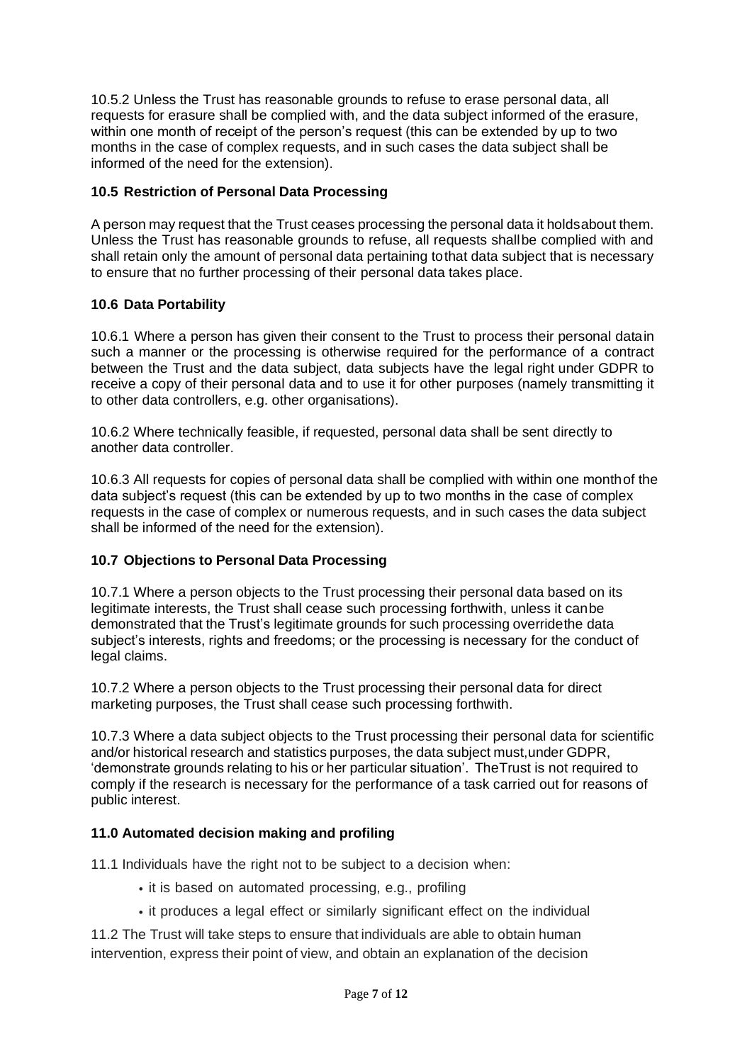10.5.2 Unless the Trust has reasonable grounds to refuse to erase personal data, all requests for erasure shall be complied with, and the data subject informed of the erasure, within one month of receipt of the person's request (this can be extended by up to two months in the case of complex requests, and in such cases the data subject shall be informed of the need for the extension).

### 10.5 Restriction of Personal Data Processing

A person may request that the Trust ceases processing the personal data it holdsabout them. Unless the Trust has reasonable grounds to refuse, all requests shallbe complied with and shall retain only the amount of personal data pertaining tothat data subject that is necessary to ensure that no further processing of their personal data takes place.

### 10.6 Data Portability

10.6.1 Where a person has given their consent to the Trust to process their personal datain such a manner or the processing is otherwise required for the performance of a contract between the Trust and the data subject, data subjects have the legal right under GDPR to receive a copy of their personal data and to use it for other purposes (namely transmitting it to other data controllers, e.g. other organisations).

10.6.2 Where technically feasible, if requested, personal data shall be sent directly to another data controller.

10.6.3 All requests for copies of personal data shall be complied with within one monthof the data subject's request (this can be extended by up to two months in the case of complex requests in the case of complex or numerous requests, and in such cases the data subject shall be informed of the need for the extension).

### 10.7 Objections to Personal Data Processing

10.7.1 Where a person objects to the Trust processing their personal data based on its legitimate interests, the Trust shall cease such processing forthwith, unless it canbe demonstrated that the Trust's legitimate grounds for such processing overridethe data subject's interests, rights and freedoms; or the processing is necessary for the conduct of legal claims.

10.7.2 Where a person objects to the Trust processing their personal data for direct marketing purposes, the Trust shall cease such processing forthwith.

10.7.3 Where a data subject objects to the Trust processing their personal data for scientific and/or historical research and statistics purposes, the data subject must,under GDPR, 'demonstrate grounds relating to his or her particular situation'. TheTrust is not required to comply if the research is necessary for the performance of a task carried out for reasons of public interest.

## 11.0 Automated decision making and profiling

11.1 Individuals have the right not to be subject to a decision when:

- it is based on automated processing, e.g., profiling
- it produces a legal effect or similarly significant effect on the individual

11.2 The Trust will take steps to ensure that individuals are able to obtain human intervention, express their point of view, and obtain an explanation of the decision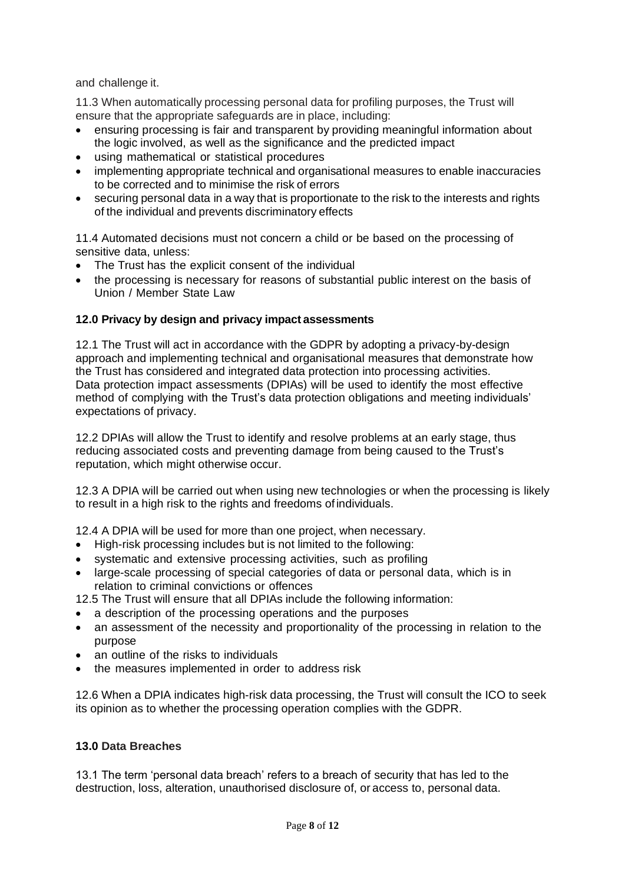and challenge it.

11.3 When automatically processing personal data for profiling purposes, the Trust will ensure that the appropriate safeguards are in place, including:

- ensuring processing is fair and transparent by providing meaningful information about the logic involved, as well as the significance and the predicted impact
- using mathematical or statistical procedures
- implementing appropriate technical and organisational measures to enable inaccuracies to be corrected and to minimise the risk of errors
- securing personal data in a way that is proportionate to the risk to the interests and rights of the individual and prevents discriminatory effects

11.4 Automated decisions must not concern a child or be based on the processing of sensitive data, unless:

- The Trust has the explicit consent of the individual
- the processing is necessary for reasons of substantial public interest on the basis of Union / Member State Law

**12.0 Privacy by design and privacy impact assessments**

12.1 The Trust will act in accordance with the GDPR by adopting a privacy-by-design approach and implementing technical and organisational measures that demonstrate how the Trust has considered and integrated data protection into processing activities. Data protection impact assessments (DPIAs) will be used to identify the most effective method of complying with the Trust's data protection obligations and meeting individuals' expectations of privacy.

12.2 DPIAs will allow the Trust to identify and resolve problems at an early stage, thus reducing associated costs and preventing damage from being caused to the Trust's reputation, which might otherwise occur.

12.3 A DPIA will be carried out when using new technologies or when the processing is likely to result in a high risk to the rights and freedoms of individuals.

12.4 A DPIA will be used for more than one project, when necessary.

- High-risk processing includes but is not limited to the following:
- systematic and extensive processing activities, such as profiling
- large-scale processing of special categories of data or personal data, which is in relation to criminal convictions or offences

12.5 The Trust will ensure that all DPIAs include the following information:

- a description of the processing operations and the purposes
- an assessment of the necessity and proportionality of the processing in relation to the purpose
- an outline of the risks to individuals
- the measures implemented in order to address risk

12.6 When a DPIA indicates high-risk data processing, the Trust will consult the ICO to seek its opinion as to whether the processing operation complies with the GDPR.

**13.0 Data Breaches**

13.1 The term 'personal data breach' refers to a breach of security that has led to the destruction, loss, alteration, unauthorised disclosure of, or access to, personal data.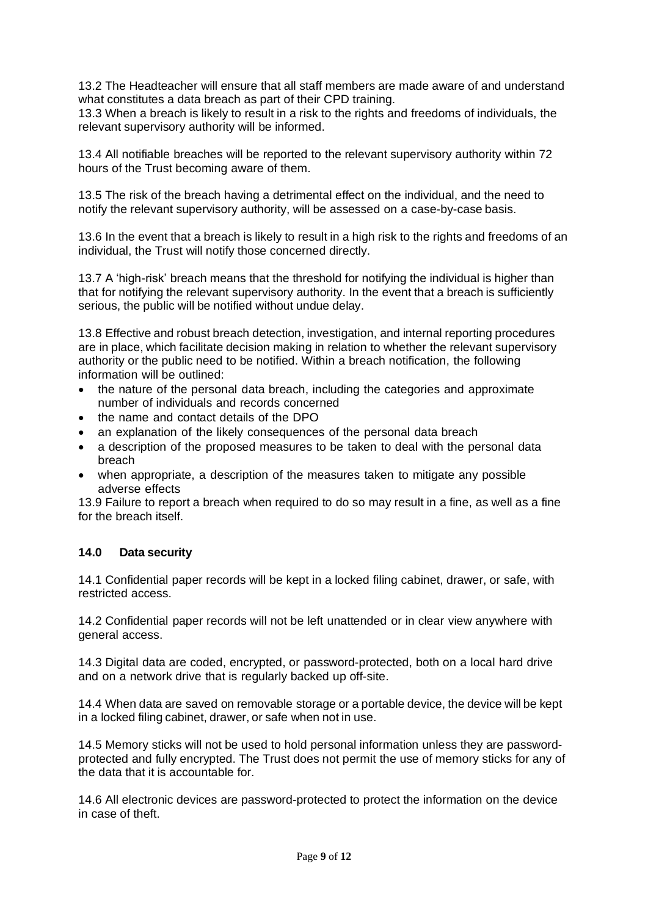13.2 The Headteacher will ensure that all staff members are made aware of and understand what constitutes a data breach as part of their CPD training.

13.3 When a breach is likely to result in a risk to the rights and freedoms of individuals, the relevant supervisory authority will be informed.

13.4 All notifiable breaches will be reported to the relevant supervisory authority within 72 hours of the Trust becoming aware of them.

13.5 The risk of the breach having a detrimental effect on the individual, and the need to notify the relevant supervisory authority, will be assessed on a case-by-case basis.

13.6 In the event that a breach is likely to result in a high risk to the rights and freedoms of an individual, the Trust will notify those concerned directly.

13.7 A 'high-risk' breach means that the threshold for notifying the individual is higher than that for notifying the relevant supervisory authority. In the event that a breach is sufficiently serious, the public will be notified without undue delay.

13.8 Effective and robust breach detection, investigation, and internal reporting procedures are in place, which facilitate decision making in relation to whether the relevant supervisory authority or the public need to be notified. Within a breach notification, the following information will be outlined:

- the nature of the personal data breach, including the categories and approximate number of individuals and records concerned
- the name and contact details of the DPO
- an explanation of the likely consequences of the personal data breach
- a description of the proposed measures to be taken to deal with the personal data breach
- when appropriate, a description of the measures taken to mitigate any possible adverse effects

13.9 Failure to report a breach when required to do so may result in a fine, as well as a fine for the breach itself.

### 14.0 Data security

14.1 Confidential paper records will be kept in a locked filing cabinet, drawer, or safe, with restricted access.

14.2 Confidential paper records will not be left unattended or in clear view anywhere with general access.

14.3 Digital data are coded, encrypted, or password-protected, both on a local hard drive and on a network drive that is regularly backed up off-site.

14.4 When data are saved on removable storage or a portable device, the device will be kept in a locked filing cabinet, drawer, or safe when not in use.

14.5 Memory sticks will not be used to hold personal information unless they are password-protected and fully encrypted. The Trust does not permit the use of memory sticks for any of the data that it is accountable for.

14.6 All electronic devices are password-protected to protect the information on the device in case of theft.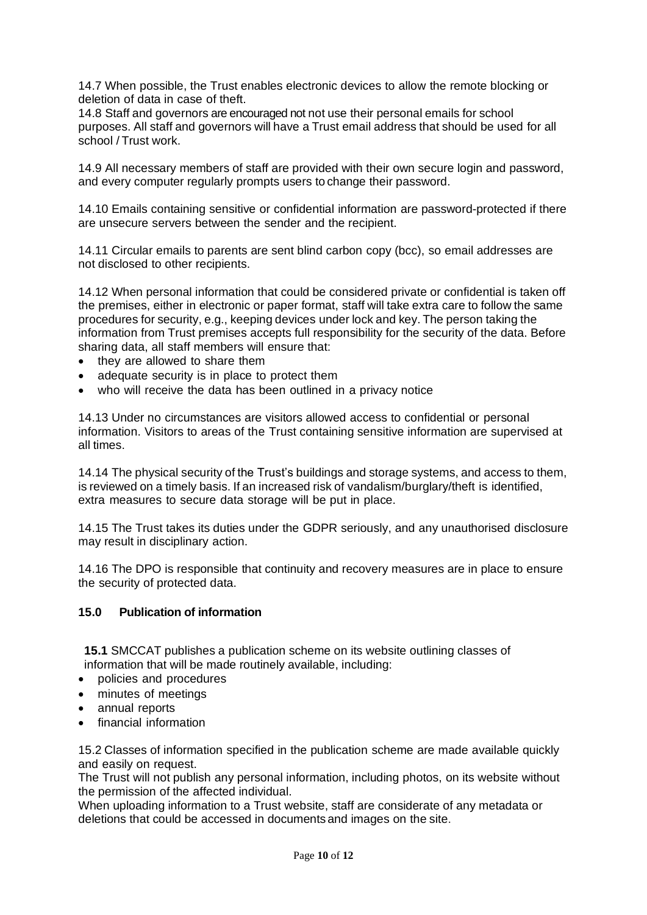14.7 When possible, the Trust enables electronic devices to allow the remote blocking or deletion of data in case of theft.

14.8 Staff and governors are encouraged not not use their personal emails for school purposes. All staff and governors will have a Trust email address that should be used for all school / Trust work.

14.9 All necessary members of staff are provided with their own secure login and password, and every computer regularly prompts users to change their password.

14.10 Emails containing sensitive or confidential information are password-protected if there are unsecure servers between the sender and the recipient.

14.11 Circular emails to parents are sent blind carbon copy (bcc), so email addresses are not disclosed to other recipients.

14.12 When personal information that could be considered private or confidential is taken off the premises, either in electronic or paper format, staff will take extra care to follow the same procedures for security, e.g., keeping devices under lock and key. The person taking the information from Trust premises accepts full responsibility for the security of the data. Before sharing data, all staff members will ensure that:

- they are allowed to share them
- adequate security is in place to protect them
- who will receive the data has been outlined in a privacy notice

14.13 Under no circumstances are visitors allowed access to confidential or personal information. Visitors to areas of the Trust containing sensitive information are supervised at all times.

14.14 The physical security of the Trust's buildings and storage systems, and access to them, is reviewed on a timely basis. If an increased risk of vandalism/burglary/theft is identified, extra measures to secure data storage will be put in place.

14.15 The Trust takes its duties under the GDPR seriously, and any unauthorised disclosure may result in disciplinary action.

14.16 The DPO is responsible that continuity and recovery measures are in place to ensure the security of protected data.

### 15.0 Publication of information

**15.1** SMCCAT publishes a publication scheme on its website outlining classes of information that will be made routinely available, including:

- policies and procedures
- minutes of meetings
- annual reports
- financial information

15.2 Classes of information specified in the publication scheme are made available quickly and easily on request.

The Trust will not publish any personal information, including photos, on its website without the permission of the affected individual.

When uploading information to a Trust website, staff are considerate of any metadata or deletions that could be accessed in documents and images on the site.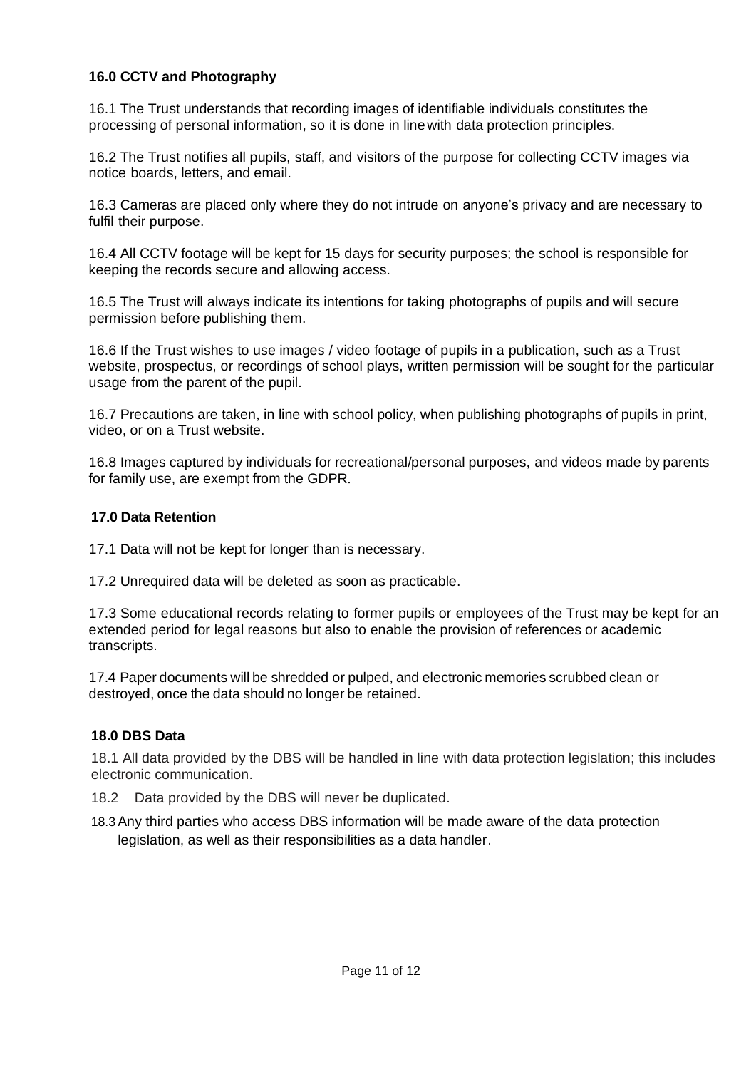### 16.0 CCTV and Photography

16.1 The Trust understands that recording images of identifiable individuals constitutes the processing of personal information, so it is done in line with data protection principles.

16.2 The Trust notifies all pupils, staff, and visitors of the purpose for collecting CCTV images via notice boards, letters, and email.

16.3 Cameras are placed only where they do not intrude on anyone's privacy and are necessary to fulfil their purpose.

16.4 All CCTV footage will be kept for 15 days for security purposes; the school is responsible for keeping the records secure and allowing access.

16.5 The Trust will always indicate its intentions for taking photographs of pupils and will secure permission before publishing them.

16.6 If the Trust wishes to use images / video footage of pupils in a publication, such as a Trust website, prospectus, or recordings of school plays, written permission will be sought for the particular usage from the parent of the pupil.

16.7 Precautions are taken, in line with school policy, when publishing photographs of pupils in print, video, or on a Trust website.

16.8 Images captured by individuals for recreational/personal purposes, and videos made by parents for family use, are exempt from the GDPR.

### 17.0 Data Retention

17.1 Data will not be kept for longer than is necessary.

17.2 Unrequired data will be deleted as soon as practicable.

17.3 Some educational records relating to former pupils or employees of the Trust may be kept for an extended period for legal reasons but also to enable the provision of references or academic transcripts.

17.4 Paper documents will be shredded or pulped, and electronic memories scrubbed clean or destroyed, once the data should no longer be retained.

### 18.0 DBS Data

18.1 All data provided by the DBS will be handled in line with data protection legislation; this includes electronic communication.

18.2 Data provided by the DBS will never be duplicated.

18.3 Any third parties who access DBS information will be made aware of the data protection legislation, as well as their responsibilities as a data handler.